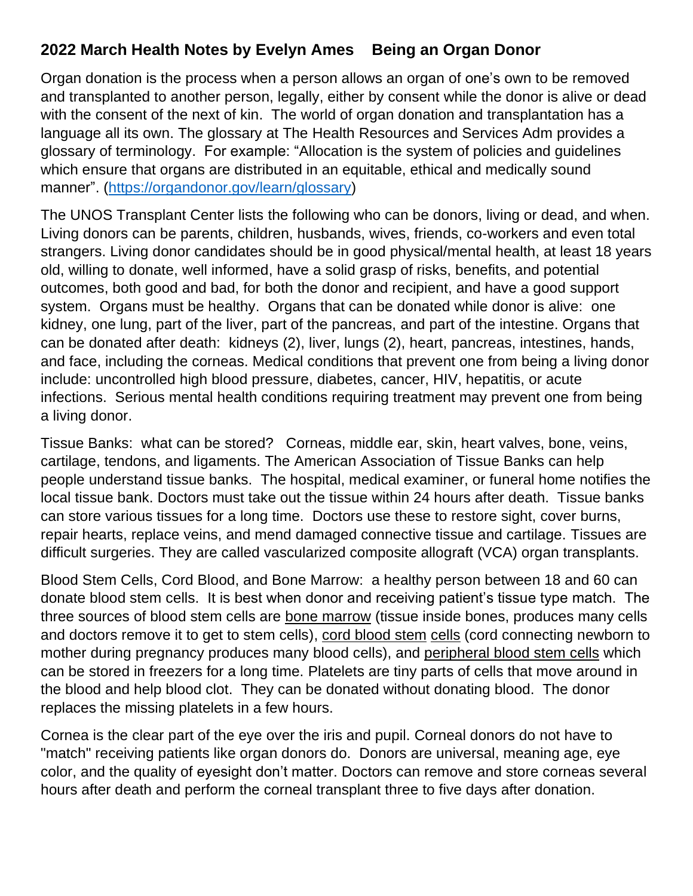## 2022 March Health Notes by Evelyn Ames    Being an Organ Donor

Organ donation is the process when a person allows an organ of one's own to be removed and transplanted to another person, legally, either by consent while the donor is alive or dead with the consent of the next of kin. The world of organ donation and transplantation has a language all its own. The glossary at The Health Resources and Services Adm provides a glossary of terminology. For example: "Allocation is the system of policies and guidelines which ensure that organs are distributed in an equitable, ethical and medically sound manner". (https://organdonor.gov/learn/glossary)

The UNOS Transplant Center lists the following who can be donors, living or dead, and when. Living donors can be parents, children, husbands, wives, friends, co-workers and even total strangers. Living donor candidates should be in good physical/mental health, at least 18 years old, willing to donate, well informed, have a solid grasp of risks, benefits, and potential outcomes, both good and bad, for both the donor and recipient, and have a good support system. Organs must be healthy. Organs that can be donated while donor is alive: one kidney, one lung, part of the liver, part of the pancreas, and part of the intestine. Organs that can be donated after death: kidneys (2), liver, lungs (2), heart, pancreas, intestines, hands, and face, including the corneas. Medical conditions that prevent one from being a living donor include: uncontrolled high blood pressure, diabetes, cancer, HIV, hepatitis, or acute infections. Serious mental health conditions requiring treatment may prevent one from being a living donor.

Tissue Banks: what can be stored? Corneas, middle ear, skin, heart valves, bone, veins, cartilage, tendons, and ligaments. The American Association of Tissue Banks can help people understand tissue banks. The hospital, medical examiner, or funeral home notifies the local tissue bank. Doctors must take out the tissue within 24 hours after death. Tissue banks can store various tissues for a long time. Doctors use these to restore sight, cover burns, repair hearts, replace veins, and mend damaged connective tissue and cartilage. Tissues are difficult surgeries. They are called vascularized composite allograft (VCA) organ transplants.

Blood Stem Cells, Cord Blood, and Bone Marrow: a healthy person between 18 and 60 can donate blood stem cells. It is best when donor and receiving patient's tissue type match. The three sources of blood stem cells are bone marrow (tissue inside bones, produces many cells and doctors remove it to get to stem cells), cord blood stem cells (cord connecting newborn to mother during pregnancy produces many blood cells), and peripheral blood stem cells which can be stored in freezers for a long time. Platelets are tiny parts of cells that move around in the blood and help blood clot. They can be donated without donating blood. The donor replaces the missing platelets in a few hours.

Cornea is the clear part of the eye over the iris and pupil. Corneal donors do not have to "match" receiving patients like organ donors do. Donors are universal, meaning age, eye color, and the quality of eyesight don't matter. Doctors can remove and store corneas several hours after death and perform the corneal transplant three to five days after donation.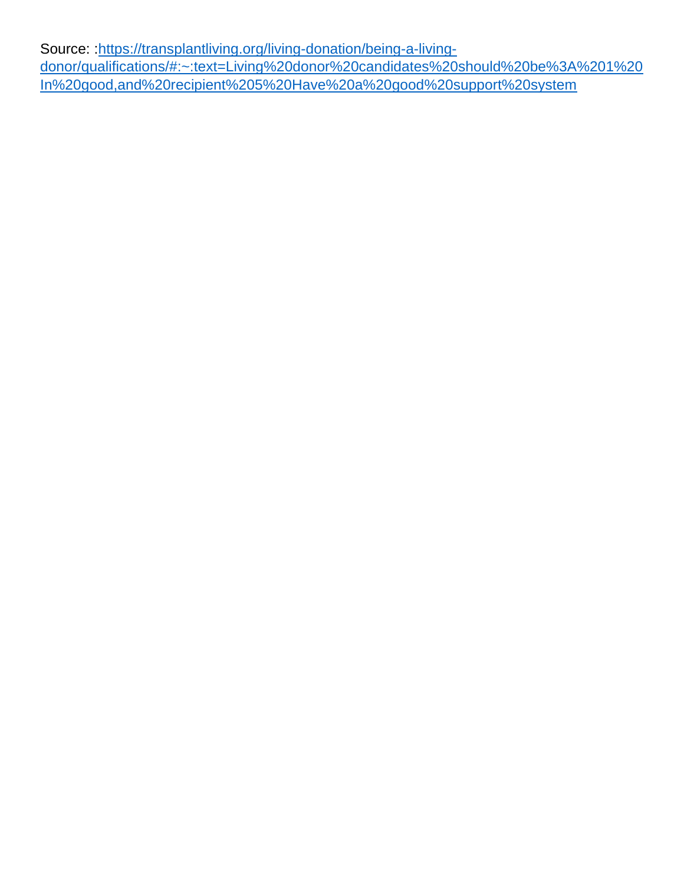Source: :https://transplantliving.org/living-donation/being-a-living-donor/qualifications/#:~:text=Living%20donor%20candidates%20should%20be%3A%201%20In%20good,and%20recipient%205%20Have%20a%20good%20support%20system